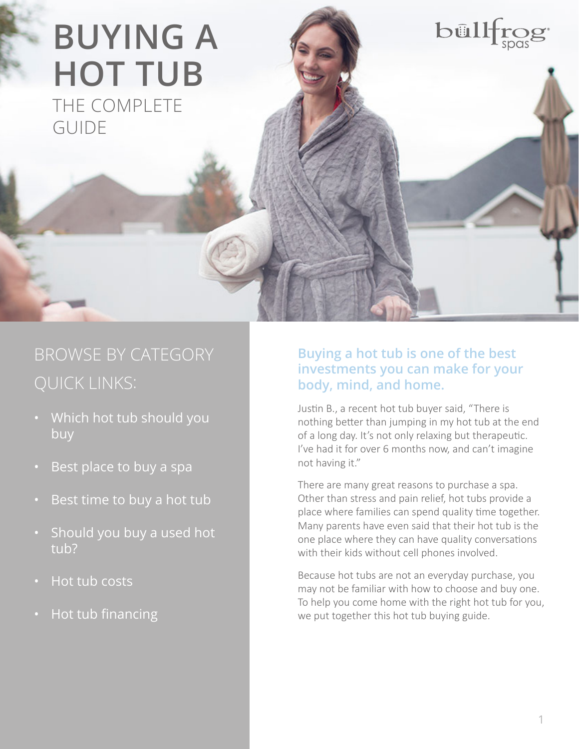# BUYING A HOT TUB

## THE COMPLETE GUIDE

bullfrog spas

## BROWSE BY CATEGORY QUICK LINKS:

- Which hot tub should you buy
- Best place to buy a spa
- Best time to buy a hot tub
- Should you buy a used hot tub?
- Hot tub costs
- Hot tub financing

**Buying a hot tub is one of the best investments you can make for your body, mind, and home.**

Justin B., a recent hot tub buyer said, "There is nothing better than jumping in my hot tub at the end of a long day. It's not only relaxing but therapeutic. I've had it for over 6 months now, and can't imagine not having it."

There are many great reasons to purchase a spa. Other than stress and pain relief, hot tubs provide a place where families can spend quality time together. Many parents have even said that their hot tub is the one place where they can have quality conversations with their kids without cell phones involved.

Because hot tubs are not an everyday purchase, you may not be familiar with how to choose and buy one. To help you come home with the right hot tub for you, we put together this hot tub buying guide.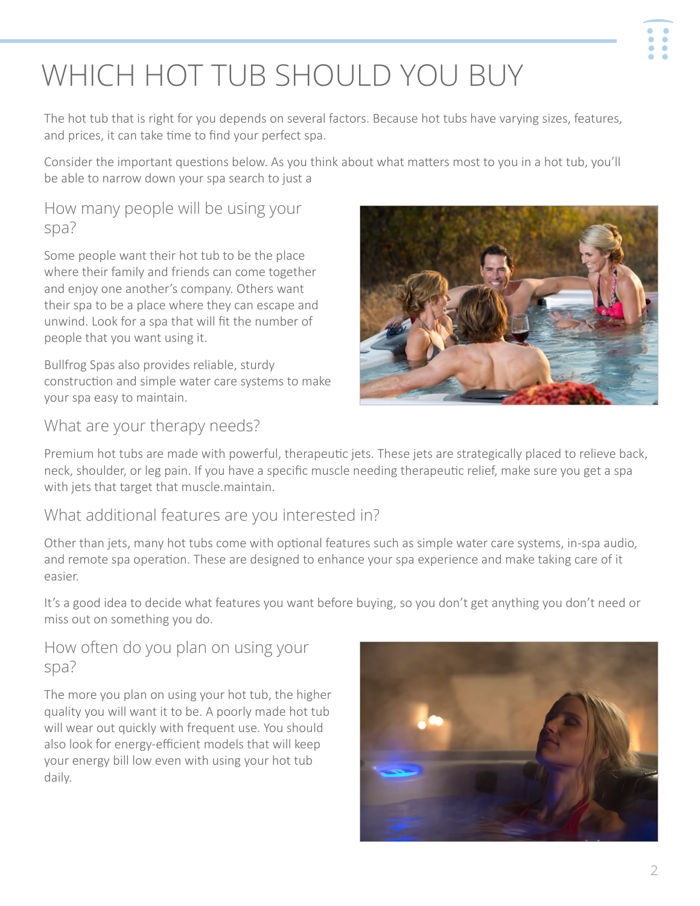# WHICH HOT TUB SHOULD YOU BUY

The hot tub that is right for you depends on several factors. Because hot tubs have varying sizes, features, and prices, it can take time to find your perfect spa.

Consider the important questions below. As you think about what matters most to you in a hot tub, you'll be able to narrow down your spa search to just a

## How many people will be using your spa?

Some people want their hot tub to be the place where their family and friends can come together and enjoy one another's company. Others want their spa to be a place where they can escape and unwind. Look for a spa that will fit the number of people that you want using it.

Bullfrog Spas also provides reliable, sturdy construction and simple water care systems to make your spa easy to maintain.

## What are your therapy needs?

Premium hot tubs are made with powerful, therapeutic jets. These jets are strategically placed to relieve back, neck, shoulder, or leg pain. If you have a specific muscle needing therapeutic relief, make sure you get a spa with jets that target that muscle.maintain.

## What additional features are you interested in?

Other than jets, many hot tubs come with optional features such as simple water care systems, in-spa audio, and remote spa operation. These are designed to enhance your spa experience and make taking care of it easier.

It's a good idea to decide what features you want before buying, so you don't get anything you don't need or miss out on something you do.

## How often do you plan on using your spa?

The more you plan on using your hot tub, the higher quality you will want it to be. A poorly made hot tub will wear out quickly with frequent use. You should also look for energy-efficient models that will keep your energy bill low even with using your hot tub daily.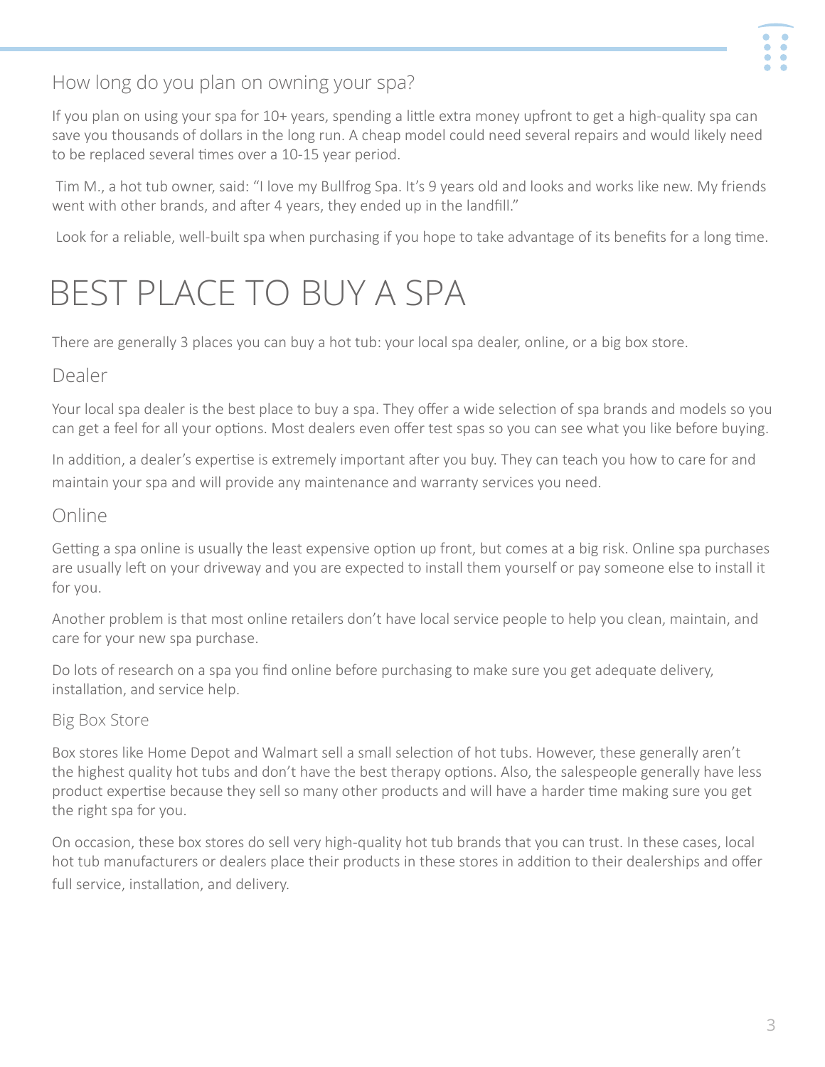### How long do you plan on owning your spa?

If you plan on using your spa for 10+ years, spending a little extra money upfront to get a high-quality spa can save you thousands of dollars in the long run. A cheap model could need several repairs and would likely need to be replaced several times over a 10-15 year period.

Tim M., a hot tub owner, said: "I love my Bullfrog Spa. It's 9 years old and looks and works like new. My friends went with other brands, and after 4 years, they ended up in the landfill."

Look for a reliable, well-built spa when purchasing if you hope to take advantage of its benefits for a long time.

# BEST PLACE TO BUY A SPA

There are generally 3 places you can buy a hot tub: your local spa dealer, online, or a big box store.

### Dealer

Your local spa dealer is the best place to buy a spa. They offer a wide selection of spa brands and models so you can get a feel for all your options. Most dealers even offer test spas so you can see what you like before buying.

In addition, a dealer's expertise is extremely important after you buy. They can teach you how to care for and maintain your spa and will provide any maintenance and warranty services you need.

### Online

Getting a spa online is usually the least expensive option up front, but comes at a big risk. Online spa purchases are usually left on your driveway and you are expected to install them yourself or pay someone else to install it for you.

Another problem is that most online retailers don't have local service people to help you clean, maintain, and care for your new spa purchase.

Do lots of research on a spa you find online before purchasing to make sure you get adequate delivery, installation, and service help.

#### Big Box Store

Box stores like Home Depot and Walmart sell a small selection of hot tubs. However, these generally aren't the highest quality hot tubs and don't have the best therapy options. Also, the salespeople generally have less product expertise because they sell so many other products and will have a harder time making sure you get the right spa for you.

On occasion, these box stores do sell very high-quality hot tub brands that you can trust. In these cases, local hot tub manufacturers or dealers place their products in these stores in addition to their dealerships and offer full service, installation, and delivery.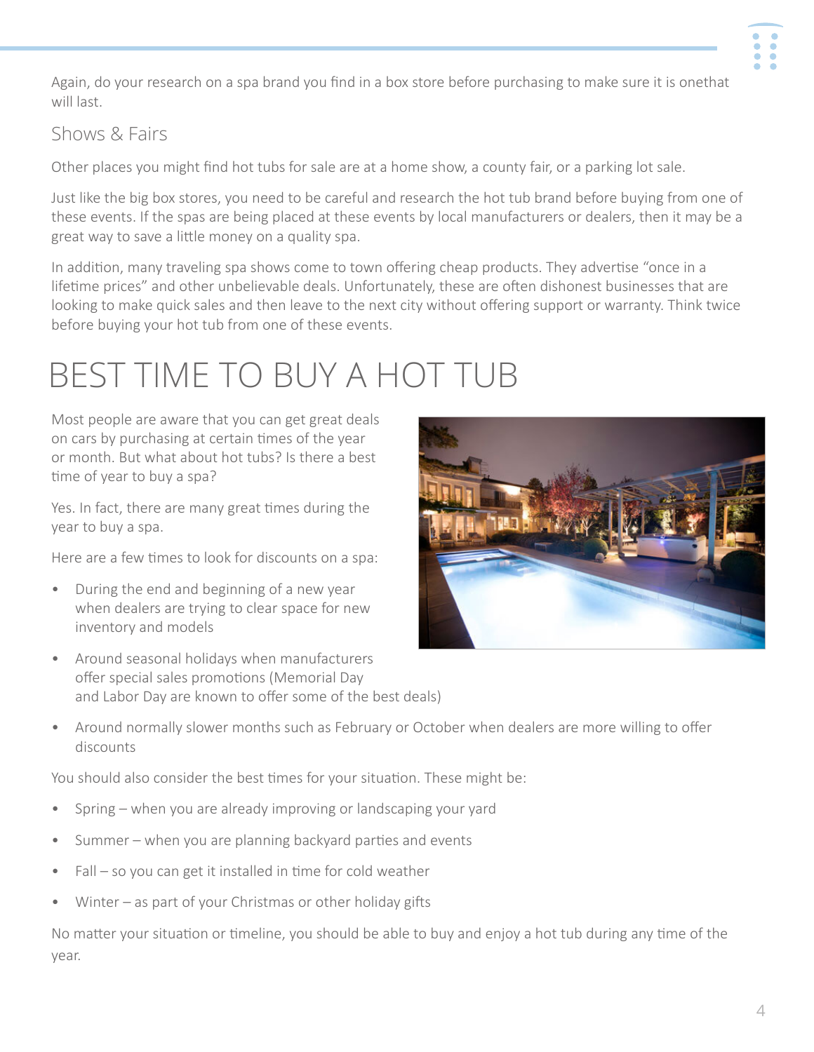Again, do your research on a spa brand you find in a box store before purchasing to make sure it is onethat will last.

## Shows & Fairs

Other places you might find hot tubs for sale are at a home show, a county fair, or a parking lot sale.

Just like the big box stores, you need to be careful and research the hot tub brand before buying from one of these events. If the spas are being placed at these events by local manufacturers or dealers, then it may be a great way to save a little money on a quality spa.

In addition, many traveling spa shows come to town offering cheap products. They advertise “once in a lifetime prices” and other unbelievable deals. Unfortunately, these are often dishonest businesses that are looking to make quick sales and then leave to the next city without offering support or warranty. Think twice before buying your hot tub from one of these events.

# BEST TIME TO BUY A HOT TUB

Most people are aware that you can get great deals on cars by purchasing at certain times of the year or month. But what about hot tubs? Is there a best time of year to buy a spa?

Yes. In fact, there are many great times during the year to buy a spa.

Here are a few times to look for discounts on a spa:

- During the end and beginning of a new year when dealers are trying to clear space for new inventory and models
- Around seasonal holidays when manufacturers offer special sales promotions (Memorial Day and Labor Day are known to offer some of the best deals)
- Around normally slower months such as February or October when dealers are more willing to offer discounts

You should also consider the best times for your situation. These might be:

- Spring – when you are already improving or landscaping your yard
- Summer – when you are planning backyard parties and events
- Fall – so you can get it installed in time for cold weather
- Winter – as part of your Christmas or other holiday gifts

No matter your situation or timeline, you should be able to buy and enjoy a hot tub during any time of the year.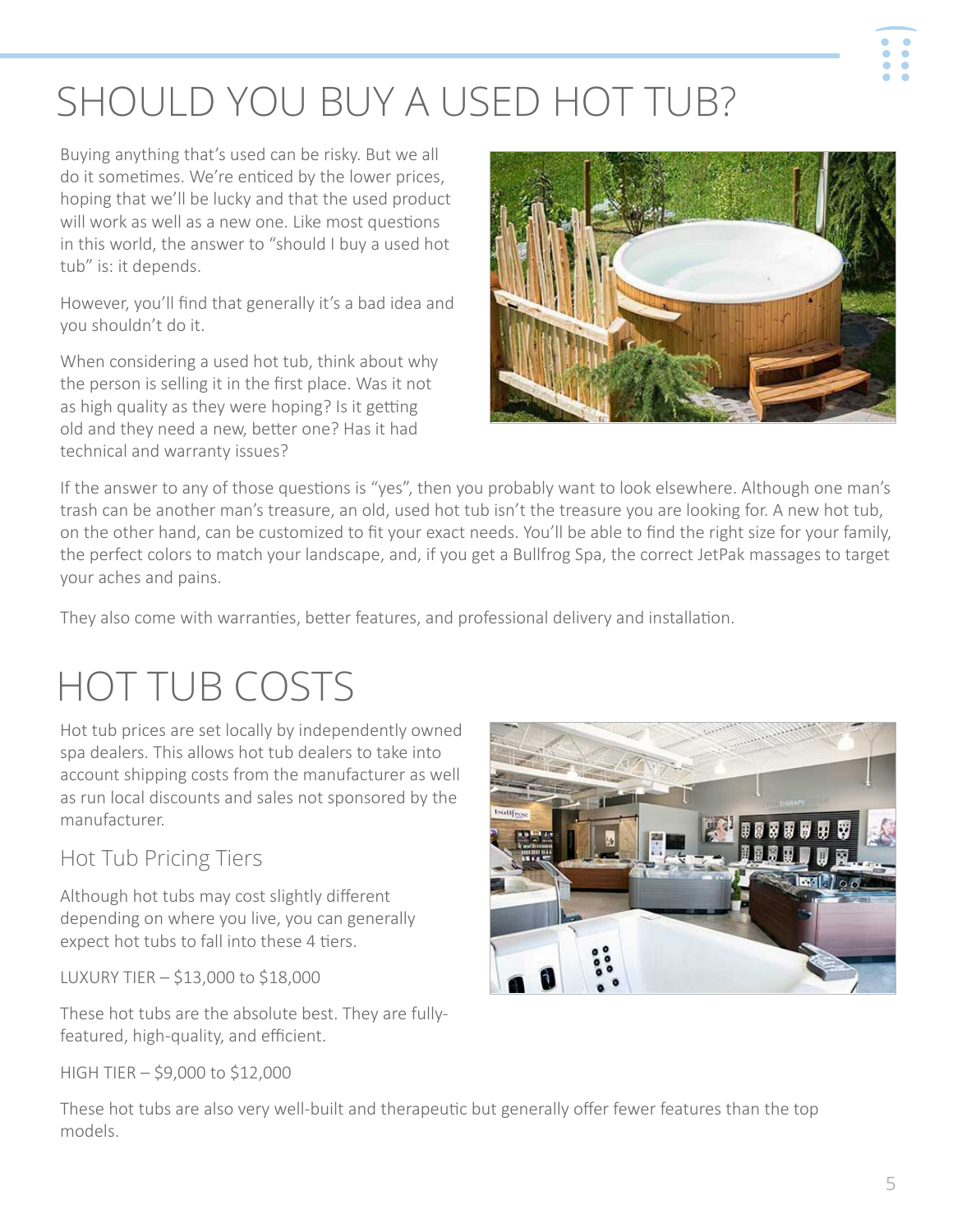# SHOULD YOU BUY A USED HOT TUB?

Buying anything that's used can be risky. But we all do it sometimes. We're enticed by the lower prices, hoping that we'll be lucky and that the used product will work as well as a new one. Like most questions in this world, the answer to "should I buy a used hot tub" is: it depends.

However, you'll find that generally it's a bad idea and you shouldn't do it.

When considering a used hot tub, think about why the person is selling it in the first place. Was it not as high quality as they were hoping? Is it getting old and they need a new, better one? Has it had technical and warranty issues?

If the answer to any of those questions is "yes", then you probably want to look elsewhere. Although one man's trash can be another man's treasure, an old, used hot tub isn't the treasure you are looking for. A new hot tub, on the other hand, can be customized to fit your exact needs. You'll be able to find the right size for your family, the perfect colors to match your landscape, and, if you get a Bullfrog Spa, the correct JetPak massages to target your aches and pains.

They also come with warranties, better features, and professional delivery and installation.

# HOT TUB COSTS

Hot tub prices are set locally by independently owned spa dealers. This allows hot tub dealers to take into account shipping costs from the manufacturer as well as run local discounts and sales not sponsored by the manufacturer.

## Hot Tub Pricing Tiers

Although hot tubs may cost slightly different depending on where you live, you can generally expect hot tubs to fall into these 4 tiers.

LUXURY TIER – $13,000 to $18,000

These hot tubs are the absolute best. They are fully-featured, high-quality, and efficient.

HIGH TIER – $9,000 to $12,000

These hot tubs are also very well-built and therapeutic but generally offer fewer features than the top models.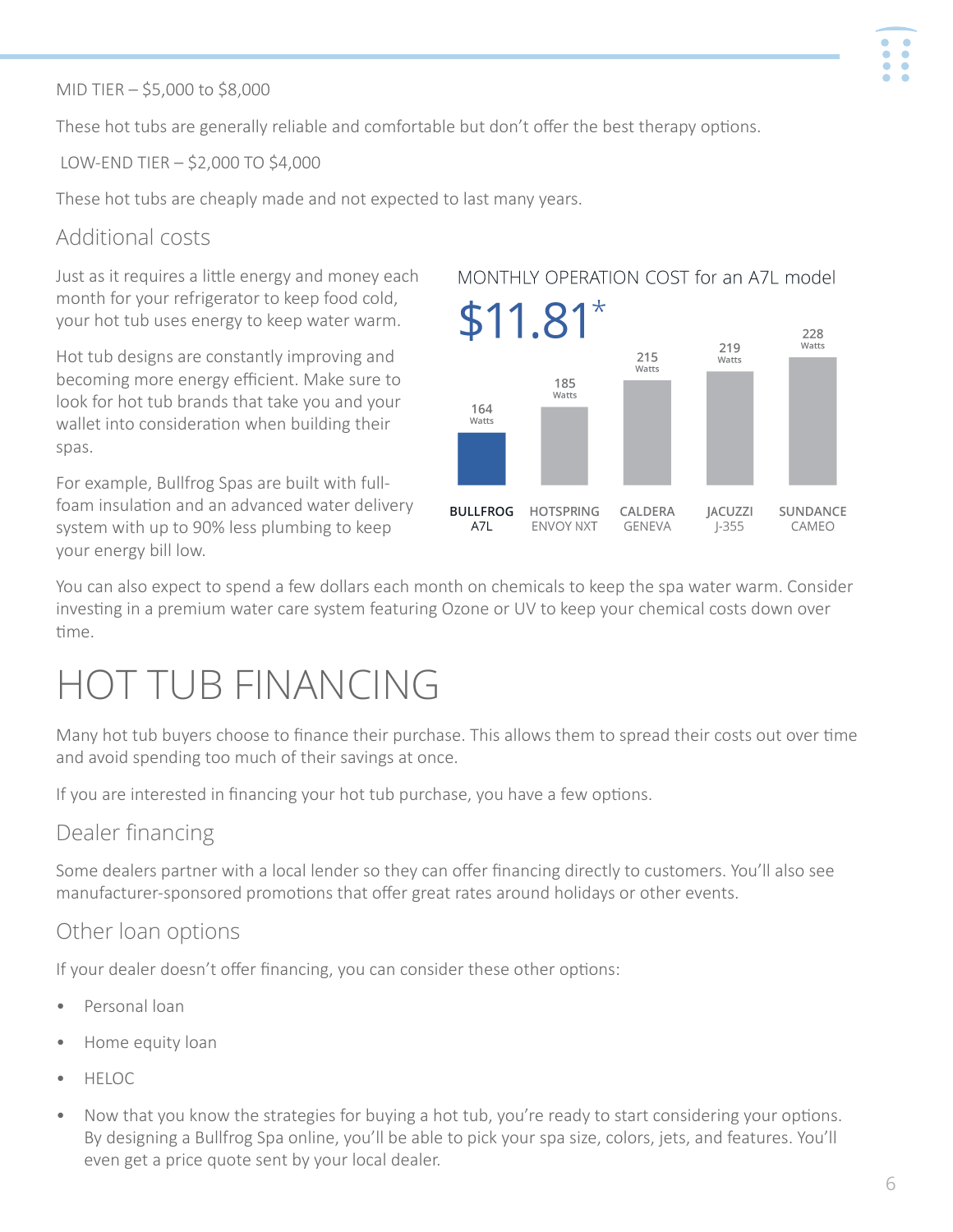MID TIER – $5,000 to $8,000

These hot tubs are generally reliable and comfortable but don't offer the best therapy options.

LOW-END TIER – $2,000 TO $4,000

These hot tubs are cheaply made and not expected to last many years.

## Additional costs

Just as it requires a little energy and money each month for your refrigerator to keep food cold, your hot tub uses energy to keep water warm.

Hot tub designs are constantly improving and becoming more energy efficient. Make sure to look for hot tub brands that take you and your wallet into consideration when building their spas.

For example, Bullfrog Spas are built with full-foam insulation and an advanced water delivery system with up to 90% less plumbing to keep your energy bill low.

MONTHLY OPERATION COST for an A7L model

$11.81*

164 Watts
BULLFROG A7L

185 Watts
HOTSPRING ENVOY NXT

215 Watts
CALDERA GENEVA

219 Watts
JACUZZI J-355

228 Watts
SUNDANCE CAMEO

You can also expect to spend a few dollars each month on chemicals to keep the spa water warm. Consider investing in a premium water care system featuring Ozone or UV to keep your chemical costs down over time.

# HOT TUB FINANCING

Many hot tub buyers choose to finance their purchase. This allows them to spread their costs out over time and avoid spending too much of their savings at once.

If you are interested in financing your hot tub purchase, you have a few options.

## Dealer financing

Some dealers partner with a local lender so they can offer financing directly to customers. You'll also see manufacturer-sponsored promotions that offer great rates around holidays or other events.

## Other loan options

If your dealer doesn't offer financing, you can consider these other options:

- Personal loan
- Home equity loan
- HELOC
- Now that you know the strategies for buying a hot tub, you're ready to start considering your options. By designing a Bullfrog Spa online, you'll be able to pick your spa size, colors, jets, and features. You'll even get a price quote sent by your local dealer.